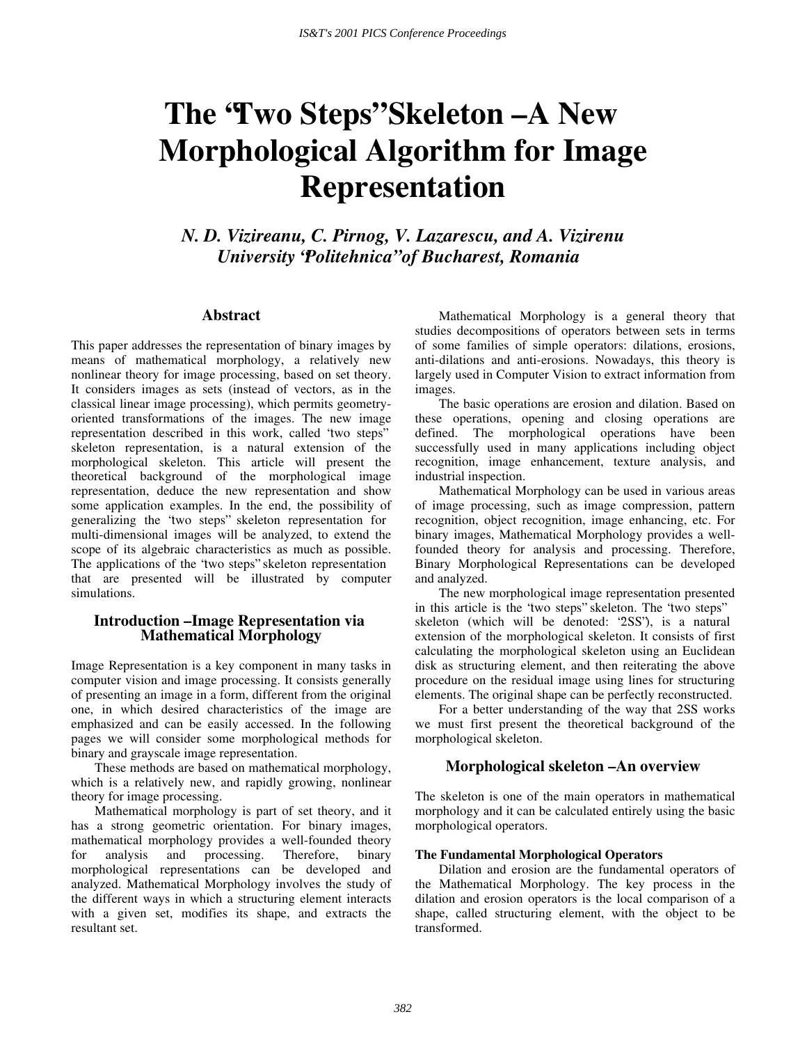# The "Two Steps" Skeleton – A New Morphological Algorithm for Image Representation

*N. D. Vizireanu, C. Pirnog, V. Lazarescu, and A. Vizirenu*
*University "Politehnica" of Bucharest, Romania*

## Abstract

This paper addresses the representation of binary images by means of mathematical morphology, a relatively new nonlinear theory for image processing, based on set theory. It considers images as sets (instead of vectors, as in the classical linear image processing), which permits geometry-oriented transformations of the images. The new image representation described in this work, called 'two steps' skeleton representation, is a natural extension of the morphological skeleton. This article will present the theoretical background of the morphological image representation, deduce the new representation and show some application examples. In the end, the possibility of generalizing the 'two steps' skeleton representation for multi-dimensional images will be analyzed, to extend the scope of its algebraic characteristics as much as possible. The applications of the 'two steps' skeleton representation that are presented will be illustrated by computer simulations.

## Introduction – Image Representation via Mathematical Morphology

Image Representation is a key component in many tasks in computer vision and image processing. It consists generally of presenting an image in a form, different from the original one, in which desired characteristics of the image are emphasized and can be easily accessed. In the following pages we will consider some morphological methods for binary and grayscale image representation.

These methods are based on mathematical morphology, which is a relatively new, and rapidly growing, nonlinear theory for image processing.

Mathematical morphology is part of set theory, and it has a strong geometric orientation. For binary images, mathematical morphology provides a well-founded theory for analysis and processing. Therefore, binary morphological representations can be developed and analyzed. Mathematical Morphology involves the study of the different ways in which a structuring element interacts with a given set, modifies its shape, and extracts the resultant set.

Mathematical Morphology is a general theory that studies decompositions of operators between sets in terms of some families of simple operators: dilations, erosions, anti-dilations and anti-erosions. Nowadays, this theory is largely used in Computer Vision to extract information from images.

The basic operations are erosion and dilation. Based on these operations, opening and closing operations are defined. The morphological operations have been successfully used in many applications including object recognition, image enhancement, texture analysis, and industrial inspection.

Mathematical Morphology can be used in various areas of image processing, such as image compression, pattern recognition, object recognition, image enhancing, etc. For binary images, Mathematical Morphology provides a well-founded theory for analysis and processing. Therefore, Binary Morphological Representations can be developed and analyzed.

The new morphological image representation presented in this article is the 'two steps' skeleton. The 'two steps' skeleton (which will be denoted: '2SS'), is a natural extension of the morphological skeleton. It consists of first calculating the morphological skeleton using an Euclidean disk as structuring element, and then reiterating the above procedure on the residual image using lines for structuring elements. The original shape can be perfectly reconstructed.

For a better understanding of the way that 2SS works we must first present the theoretical background of the morphological skeleton.

## Morphological skeleton – An overview

The skeleton is one of the main operators in mathematical morphology and it can be calculated entirely using the basic morphological operators.

### The Fundamental Morphological Operators

Dilation and erosion are the fundamental operators of the Mathematical Morphology. The key process in the dilation and erosion operators is the local comparison of a shape, called structuring element, with the object to be transformed.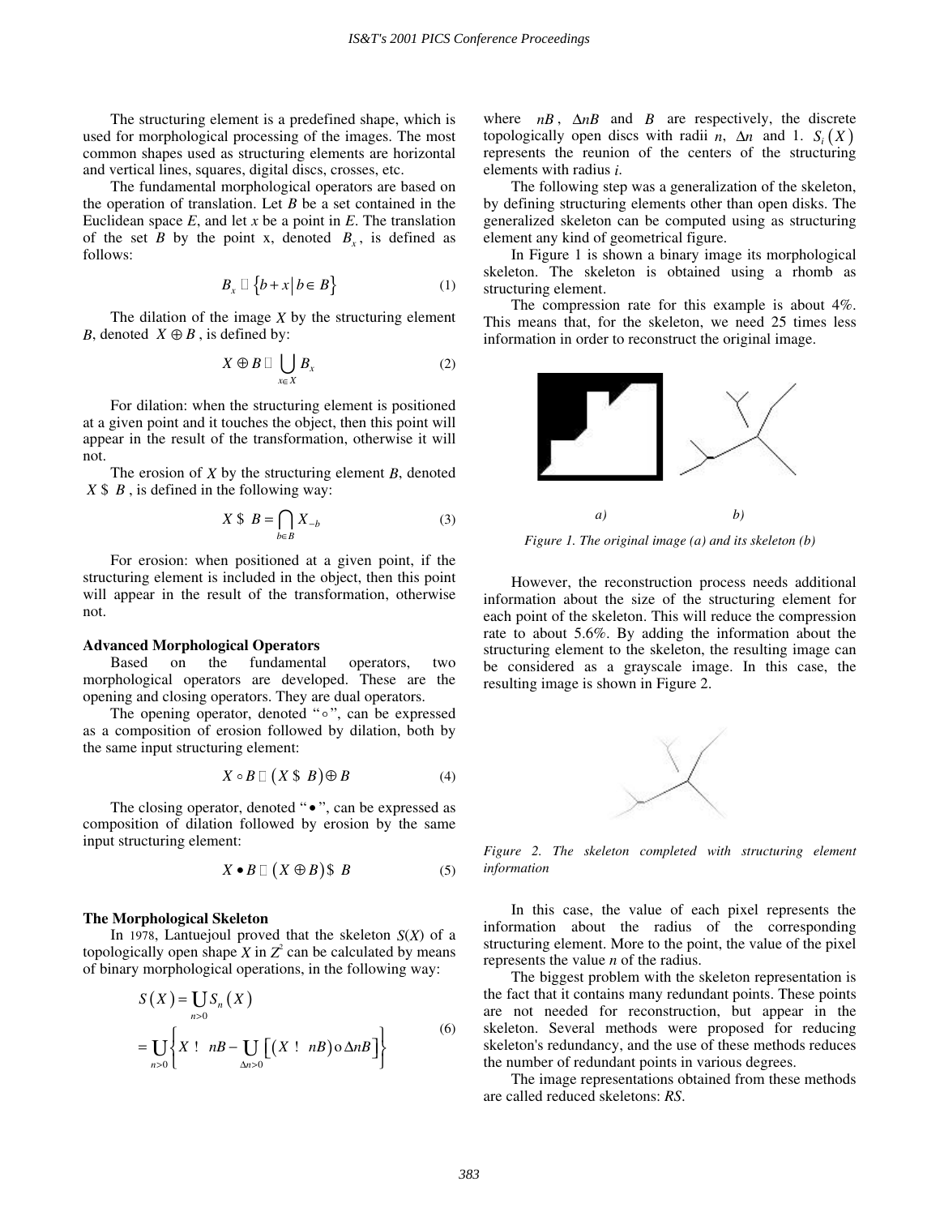The structuring element is a predefined shape, which is used for morphological processing of the images. The most common shapes used as structuring elements are horizontal and vertical lines, squares, digital discs, crosses, etc.

The fundamental morphological operators are based on the operation of translation. Let $B$ be a set contained in the Euclidean space $E$, and let $x$ be a point in $E$. The translation of the set $B$ by the point x, denoted $B_x$, is defined as follows:

$$B_x \triangleq \{b + x \mid b \in B\} \tag{1}$$

The dilation of the image $X$ by the structuring element $B$, denoted $X \oplus B$, is defined by:

$$X \oplus B \triangleq \bigcup_{x \in X} B_x \tag{2}$$

For dilation: when the structuring element is positioned at a given point and it touches the object, then this point will appear in the result of the transformation, otherwise it will not.

The erosion of $X$ by the structuring element $B$, denoted $X \ominus B$, is defined in the following way:

$$X \ominus B = \bigcap_{b \in B} X_{-b} \tag{3}$$

For erosion: when positioned at a given point, if the structuring element is included in the object, then this point will appear in the result of the transformation, otherwise not.

**Advanced Morphological Operators**

Based on the fundamental operators, two morphological operators are developed. These are the opening and closing operators. They are dual operators.

The opening operator, denoted "$\circ$", can be expressed as a composition of erosion followed by dilation, both by the same input structuring element:

$$X \circ B \triangleq (X \ominus B) \oplus B \tag{4}$$

The closing operator, denoted "$\bullet$", can be expressed as composition of dilation followed by erosion by the same input structuring element:

$$X \bullet B \triangleq (X \oplus B) \ominus B \tag{5}$$

**The Morphological Skeleton**

In 1978, Lantuejoul proved that the skeleton $S(X)$ of a topologically open shape $X$ in $Z^2$ can be calculated by means of binary morphological operations, in the following way:

$$\begin{aligned} S(X) &= \bigcup_{n>0} S_n(X) \\ &= \bigcup_{n>0} \left\{ X \ominus nB - \bigcup_{\Delta n>0} \left[ (X \ominus nB) \circ \Delta nB \right] \right\} \end{aligned} \tag{6}$$

where $nB$, $\Delta nB$ and $B$ are respectively, the discrete topologically open discs with radii $n$, $\Delta n$ and 1. $S_i(X)$ represents the reunion of the centers of the structuring elements with radius $i$.

The following step was a generalization of the skeleton, by defining structuring elements other than open disks. The generalized skeleton can be computed using as structuring element any kind of geometrical figure.

In Figure 1 is shown a binary image its morphological skeleton. The skeleton is obtained using a rhomb as structuring element.

The compression rate for this example is about 4%. This means that, for the skeleton, we need 25 times less information in order to reconstruct the original image.

*a) b)*

*Figure 1. The original image (a) and its skeleton (b)*

However, the reconstruction process needs additional information about the size of the structuring element for each point of the skeleton. This will reduce the compression rate to about 5.6%. By adding the information about the structuring element to the skeleton, the resulting image can be considered as a grayscale image. In this case, the resulting image is shown in Figure 2.

*Figure 2. The skeleton completed with structuring element information*

In this case, the value of each pixel represents the information about the radius of the corresponding structuring element. More to the point, the value of the pixel represents the value $n$ of the radius.

The biggest problem with the skeleton representation is the fact that it contains many redundant points. These points are not needed for reconstruction, but appear in the skeleton. Several methods were proposed for reducing skeleton's redundancy, and the use of these methods reduces the number of redundant points in various degrees.

The image representations obtained from these methods are called reduced skeletons: *RS*.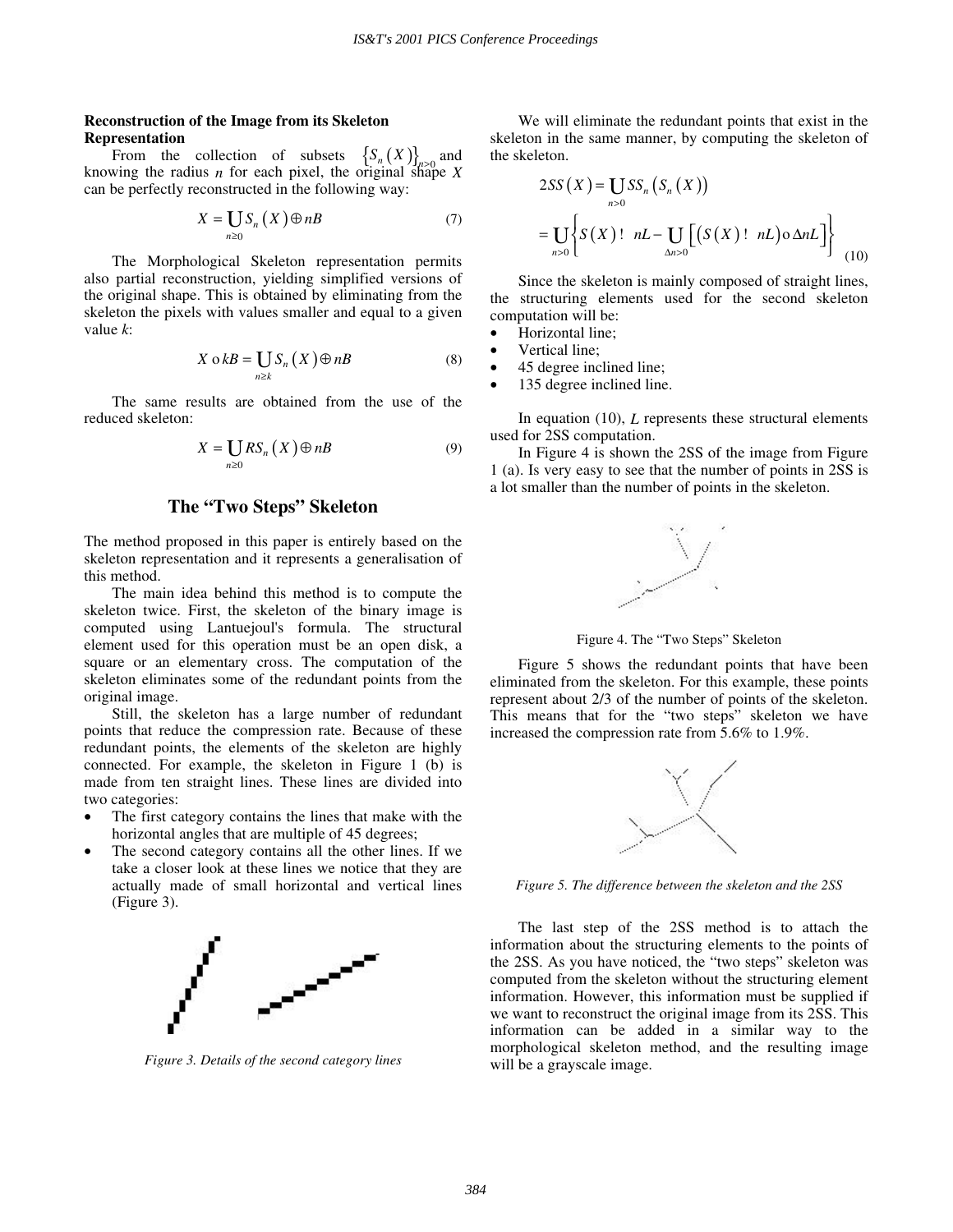**Reconstruction of the Image from its Skeleton Representation**

From the collection of subsets $\{S_n(X)\}_{n>0}$ and knowing the radius $n$ for each pixel, the original shape $X$ can be perfectly reconstructed in the following way:

$$X = \bigcup_{n\geq 0} S_n(X) \oplus nB \tag{7}$$

The Morphological Skeleton representation permits also partial reconstruction, yielding simplified versions of the original shape. This is obtained by eliminating from the skeleton the pixels with values smaller and equal to a given value $k$:

$$X \circ kB = \bigcup_{n\geq k} S_n(X) \oplus nB \tag{8}$$

The same results are obtained from the use of the reduced skeleton:

$$X = \bigcup_{n\geq 0} RS_n(X) \oplus nB \tag{9}$$

## The "Two Steps" Skeleton

The method proposed in this paper is entirely based on the skeleton representation and it represents a generalisation of this method.

The main idea behind this method is to compute the skeleton twice. First, the skeleton of the binary image is computed using Lantuejoul's formula. The structural element used for this operation must be an open disk, a square or an elementary cross. The computation of the skeleton eliminates some of the redundant points from the original image.

Still, the skeleton has a large number of redundant points that reduce the compression rate. Because of these redundant points, the elements of the skeleton are highly connected. For example, the skeleton in Figure 1 (b) is made from ten straight lines. These lines are divided into two categories:

- The first category contains the lines that make with the horizontal angles that are multiple of 45 degrees;
- The second category contains all the other lines. If we take a closer look at these lines we notice that they are actually made of small horizontal and vertical lines (Figure 3).

*Figure 3. Details of the second category lines*

We will eliminate the redundant points that exist in the skeleton in the same manner, by computing the skeleton of the skeleton.

$$2SS(X) = \bigcup_{n>0} SS_n(S_n(X))$$
$$= \bigcup_{n>0} \left\{ S(X) ! \ nL - \bigcup_{\Delta n>0} \left[ (S(X) ! \ nL) \circ \Delta nL \right] \right\} \tag{10}$$

Since the skeleton is mainly composed of straight lines, the structuring elements used for the second skeleton computation will be:

- Horizontal line;
- Vertical line;
- 45 degree inclined line;
- 135 degree inclined line.

In equation (10), $L$ represents these structural elements used for 2SS computation.

In Figure 4 is shown the 2SS of the image from Figure 1 (a). Is very easy to see that the number of points in 2SS is a lot smaller than the number of points in the skeleton.

Figure 4. The "Two Steps" Skeleton

Figure 5 shows the redundant points that have been eliminated from the skeleton. For this example, these points represent about 2/3 of the number of points of the skeleton. This means that for the "two steps" skeleton we have increased the compression rate from 5.6% to 1.9%.

*Figure 5. The difference between the skeleton and the 2SS*

The last step of the 2SS method is to attach the information about the structuring elements to the points of the 2SS. As you have noticed, the "two steps" skeleton was computed from the skeleton without the structuring element information. However, this information must be supplied if we want to reconstruct the original image from its 2SS. This information can be added in a similar way to the morphological skeleton method, and the resulting image will be a grayscale image.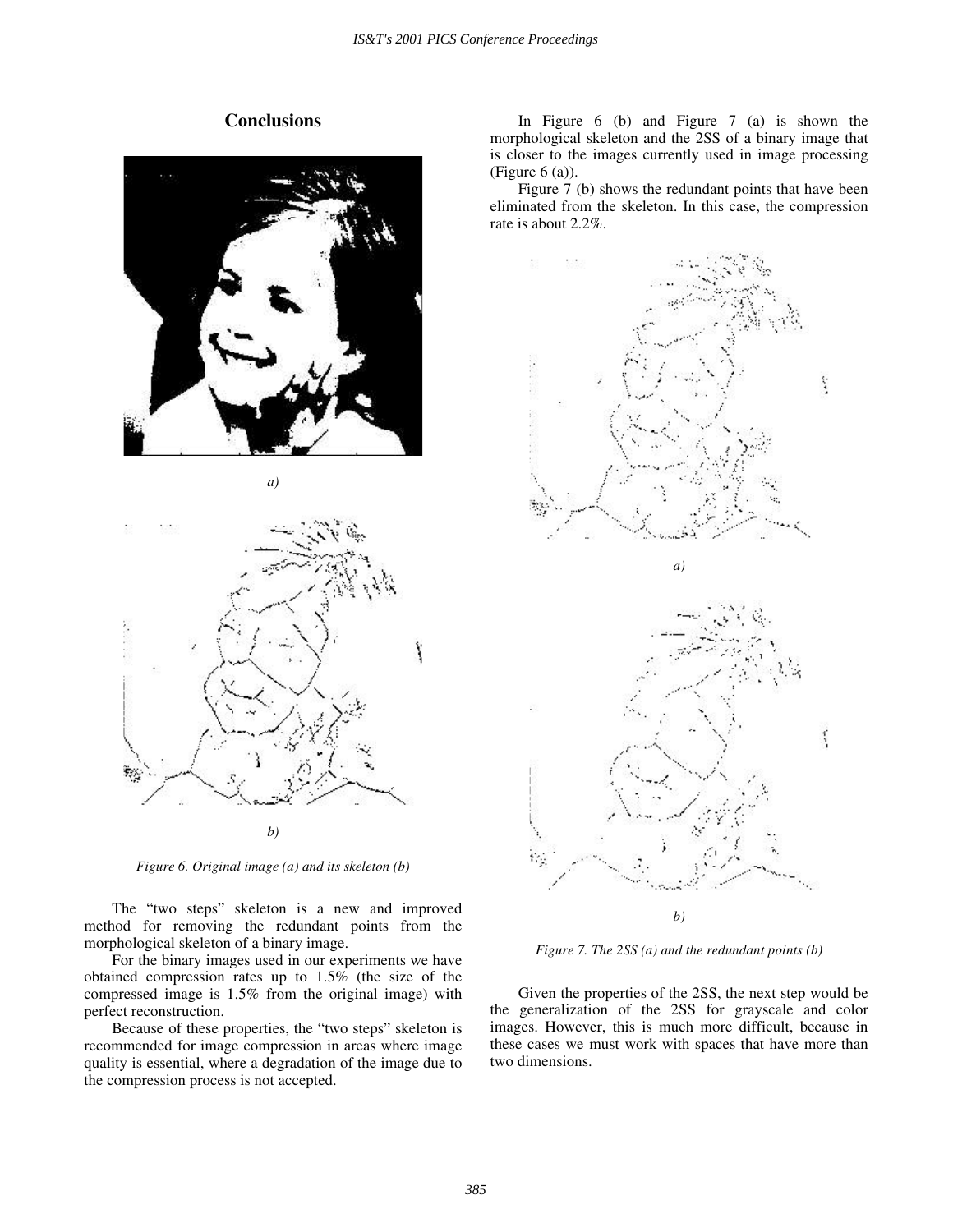## Conclusions

a)

b)

*Figure 6. Original image (a) and its skeleton (b)*

The "two steps" skeleton is a new and improved method for removing the redundant points from the morphological skeleton of a binary image.

For the binary images used in our experiments we have obtained compression rates up to 1.5% (the size of the compressed image is 1.5% from the original image) with perfect reconstruction.

Because of these properties, the "two steps" skeleton is recommended for image compression in areas where image quality is essential, where a degradation of the image due to the compression process is not accepted.

In Figure 6 (b) and Figure 7 (a) is shown the morphological skeleton and the 2SS of a binary image that is closer to the images currently used in image processing (Figure 6 (a)).

Figure 7 (b) shows the redundant points that have been eliminated from the skeleton. In this case, the compression rate is about 2.2%.

a)

b)

*Figure 7. The 2SS (a) and the redundant points (b)*

Given the properties of the 2SS, the next step would be the generalization of the 2SS for grayscale and color images. However, this is much more difficult, because in these cases we must work with spaces that have more than two dimensions.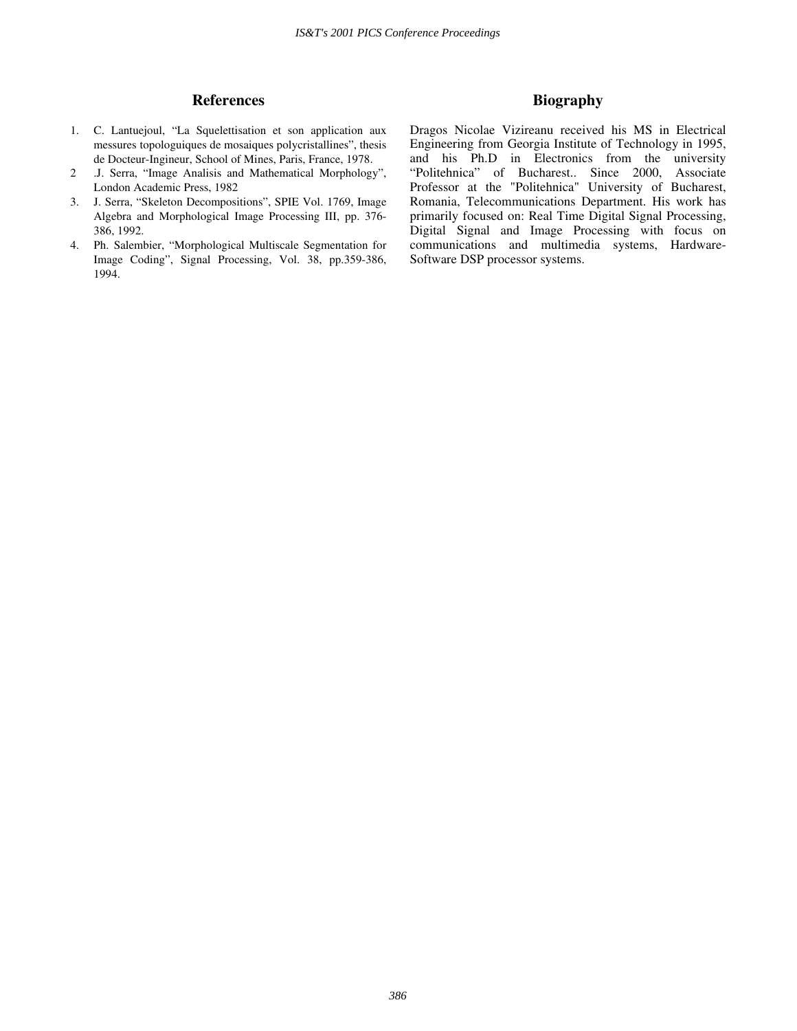## References

1. C. Lantuejoul, "La Squelettisation et son application aux messures topologuiques de mosaiques polycristallines", thesis de Docteur-Ingineur, School of Mines, Paris, France, 1978.
2. .J. Serra, "Image Analisis and Mathematical Morphology", London Academic Press, 1982
3. J. Serra, "Skeleton Decompositions", SPIE Vol. 1769, Image Algebra and Morphological Image Processing III, pp. 376-386, 1992.
4. Ph. Salembier, "Morphological Multiscale Segmentation for Image Coding", Signal Processing, Vol. 38, pp.359-386, 1994.

## Biography

Dragos Nicolae Vizireanu received his MS in Electrical Engineering from Georgia Institute of Technology in 1995, and his Ph.D in Electronics from the university "Politehnica" of Bucharest.. Since 2000, Associate Professor at the "Politehnica" University of Bucharest, Romania, Telecommunications Department. His work has primarily focused on: Real Time Digital Signal Processing, Digital Signal and Image Processing with focus on communications and multimedia systems, Hardware-Software DSP processor systems.